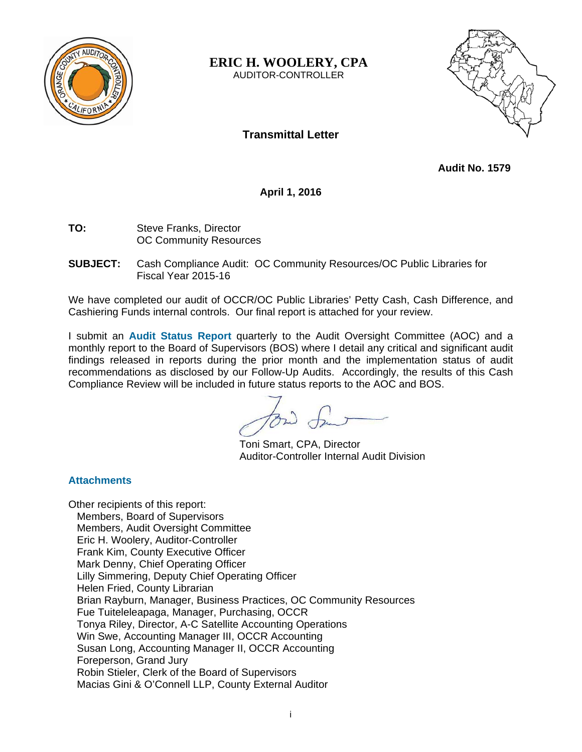**ERIC H. WOOLERY, CPA**
AUDITOR-CONTROLLER

## Transmittal Letter

**Audit No. 1579**

**April 1, 2016**

**TO:** Steve Franks, Director
OC Community Resources

**SUBJECT:** Cash Compliance Audit: OC Community Resources/OC Public Libraries for Fiscal Year 2015-16

We have completed our audit of OCCR/OC Public Libraries' Petty Cash, Cash Difference, and Cashiering Funds internal controls. Our final report is attached for your review.

I submit an **Audit Status Report** quarterly to the Audit Oversight Committee (AOC) and a monthly report to the Board of Supervisors (BOS) where I detail any critical and significant audit findings released in reports during the prior month and the implementation status of audit recommendations as disclosed by our Follow-Up Audits. Accordingly, the results of this Cash Compliance Review will be included in future status reports to the AOC and BOS.

Toni Smart, CPA, Director
Auditor-Controller Internal Audit Division

**Attachments**

Other recipients of this report:
- Members, Board of Supervisors
- Members, Audit Oversight Committee
- Eric H. Woolery, Auditor-Controller
- Frank Kim, County Executive Officer
- Mark Denny, Chief Operating Officer
- Lilly Simmering, Deputy Chief Operating Officer
- Helen Fried, County Librarian
- Brian Rayburn, Manager, Business Practices, OC Community Resources
- Fue Tuiteleleapaga, Manager, Purchasing, OCCR
- Tonya Riley, Director, A-C Satellite Accounting Operations
- Win Swe, Accounting Manager III, OCCR Accounting
- Susan Long, Accounting Manager II, OCCR Accounting
- Foreperson, Grand Jury
- Robin Stieler, Clerk of the Board of Supervisors
- Macias Gini & O'Connell LLP, County External Auditor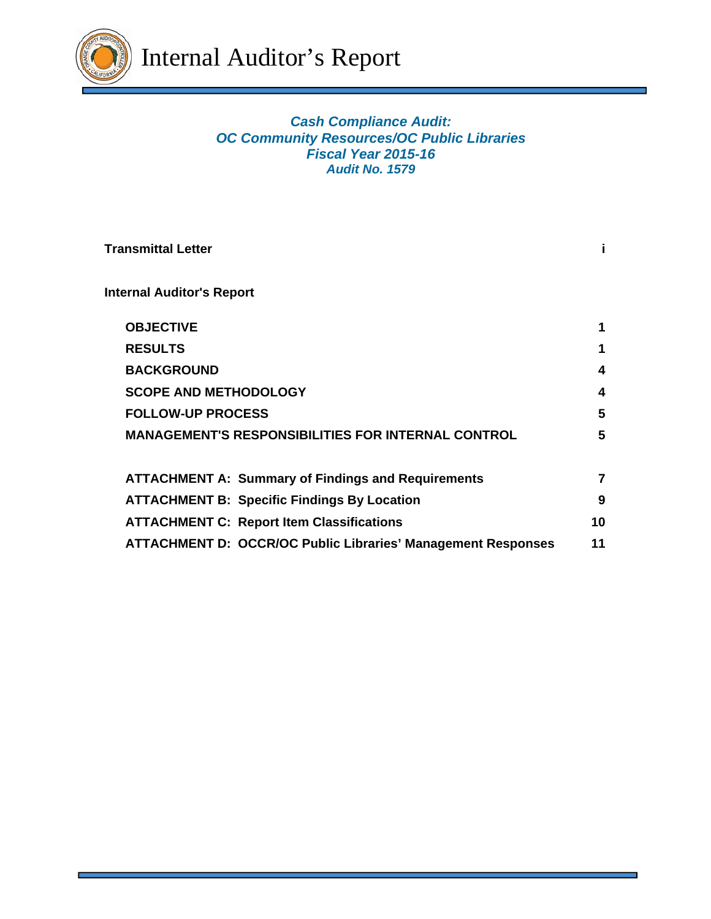# Internal Auditor's Report

***Cash Compliance Audit:***
***OC Community Resources/OC Public Libraries***
***Fiscal Year 2015-16***
***Audit No. 1579***

| | |
|---|---|
| **Transmittal Letter** | **i** |
| **Internal Auditor's Report** | |
| **OBJECTIVE** | **1** |
| **RESULTS** | **1** |
| **BACKGROUND** | **4** |
| **SCOPE AND METHODOLOGY** | **4** |
| **FOLLOW-UP PROCESS** | **5** |
| **MANAGEMENT'S RESPONSIBILITIES FOR INTERNAL CONTROL** | **5** |
| **ATTACHMENT A: Summary of Findings and Requirements** | **7** |
| **ATTACHMENT B: Specific Findings By Location** | **9** |
| **ATTACHMENT C: Report Item Classifications** | **10** |
| **ATTACHMENT D: OCCR/OC Public Libraries' Management Responses** | **11** |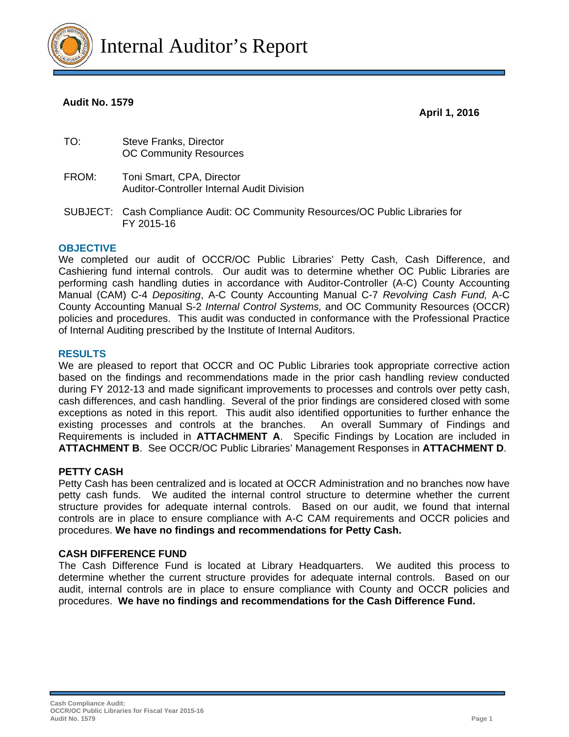# Internal Auditor's Report

**Audit No. 1579**

**April 1, 2016**

TO: Steve Franks, Director
OC Community Resources

FROM: Toni Smart, CPA, Director
Auditor-Controller Internal Audit Division

SUBJECT: Cash Compliance Audit: OC Community Resources/OC Public Libraries for FY 2015-16

## OBJECTIVE

We completed our audit of OCCR/OC Public Libraries' Petty Cash, Cash Difference, and Cashiering fund internal controls. Our audit was to determine whether OC Public Libraries are performing cash handling duties in accordance with Auditor-Controller (A-C) County Accounting Manual (CAM) C-4 *Depositing*, A-C County Accounting Manual C-7 *Revolving Cash Fund,* A-C County Accounting Manual S-2 *Internal Control Systems,* and OC Community Resources (OCCR) policies and procedures. This audit was conducted in conformance with the Professional Practice of Internal Auditing prescribed by the Institute of Internal Auditors.

## RESULTS

We are pleased to report that OCCR and OC Public Libraries took appropriate corrective action based on the findings and recommendations made in the prior cash handling review conducted during FY 2012-13 and made significant improvements to processes and controls over petty cash, cash differences, and cash handling. Several of the prior findings are considered closed with some exceptions as noted in this report. This audit also identified opportunities to further enhance the existing processes and controls at the branches. An overall Summary of Findings and Requirements is included in **ATTACHMENT A**. Specific Findings by Location are included in **ATTACHMENT B**. See OCCR/OC Public Libraries' Management Responses in **ATTACHMENT D**.

### PETTY CASH

Petty Cash has been centralized and is located at OCCR Administration and no branches now have petty cash funds. We audited the internal control structure to determine whether the current structure provides for adequate internal controls. Based on our audit, we found that internal controls are in place to ensure compliance with A-C CAM requirements and OCCR policies and procedures. **We have no findings and recommendations for Petty Cash.**

### CASH DIFFERENCE FUND

The Cash Difference Fund is located at Library Headquarters. We audited this process to determine whether the current structure provides for adequate internal controls. Based on our audit, internal controls are in place to ensure compliance with County and OCCR policies and procedures. **We have no findings and recommendations for the Cash Difference Fund.**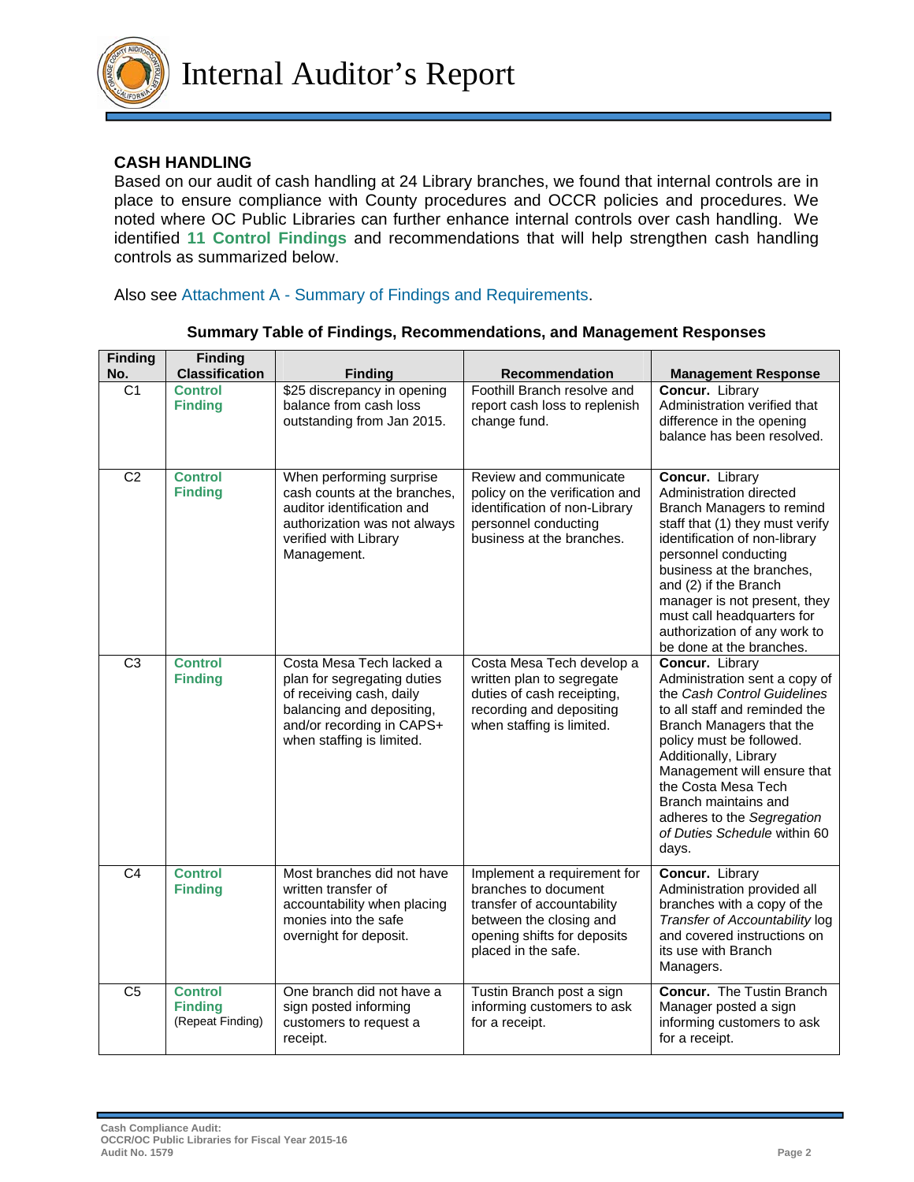## CASH HANDLING

Based on our audit of cash handling at 24 Library branches, we found that internal controls are in place to ensure compliance with County procedures and OCCR policies and procedures. We noted where OC Public Libraries can further enhance internal controls over cash handling. We identified **11 Control Findings** and recommendations that will help strengthen cash handling controls as summarized below.

Also see Attachment A - Summary of Findings and Requirements.

**Summary Table of Findings, Recommendations, and Management Responses**

| Finding No. | Finding Classification | Finding | Recommendation | Management Response |
|---|---|---|---|---|
| C1 | **Control Finding** | $25 discrepancy in opening balance from cash loss outstanding from Jan 2015. | Foothill Branch resolve and report cash loss to replenish change fund. | **Concur.** Library Administration verified that difference in the opening balance has been resolved. |
| C2 | **Control Finding** | When performing surprise cash counts at the branches, auditor identification and authorization was not always verified with Library Management. | Review and communicate policy on the verification and identification of non-Library personnel conducting business at the branches. | **Concur.** Library Administration directed Branch Managers to remind staff that (1) they must verify identification of non-library personnel conducting business at the branches, and (2) if the Branch manager is not present, they must call headquarters for authorization of any work to be done at the branches. |
| C3 | **Control Finding** | Costa Mesa Tech lacked a plan for segregating duties of receiving cash, daily balancing and depositing, and/or recording in CAPS+ when staffing is limited. | Costa Mesa Tech develop a written plan to segregate duties of cash receipting, recording and depositing when staffing is limited. | **Concur.** Library Administration sent a copy of the *Cash Control Guidelines* to all staff and reminded the Branch Managers that the policy must be followed. Additionally, Library Management will ensure that the Costa Mesa Tech Branch maintains and adheres to the *Segregation of Duties Schedule* within 60 days. |
| C4 | **Control Finding** | Most branches did not have written transfer of accountability when placing monies into the safe overnight for deposit. | Implement a requirement for branches to document transfer of accountability between the closing and opening shifts for deposits placed in the safe. | **Concur.** Library Administration provided all branches with a copy of the *Transfer of Accountability* log and covered instructions on its use with Branch Managers. |
| C5 | **Control Finding** (Repeat Finding) | One branch did not have a sign posted informing customers to request a receipt. | Tustin Branch post a sign informing customers to ask for a receipt. | **Concur.** The Tustin Branch Manager posted a sign informing customers to ask for a receipt. |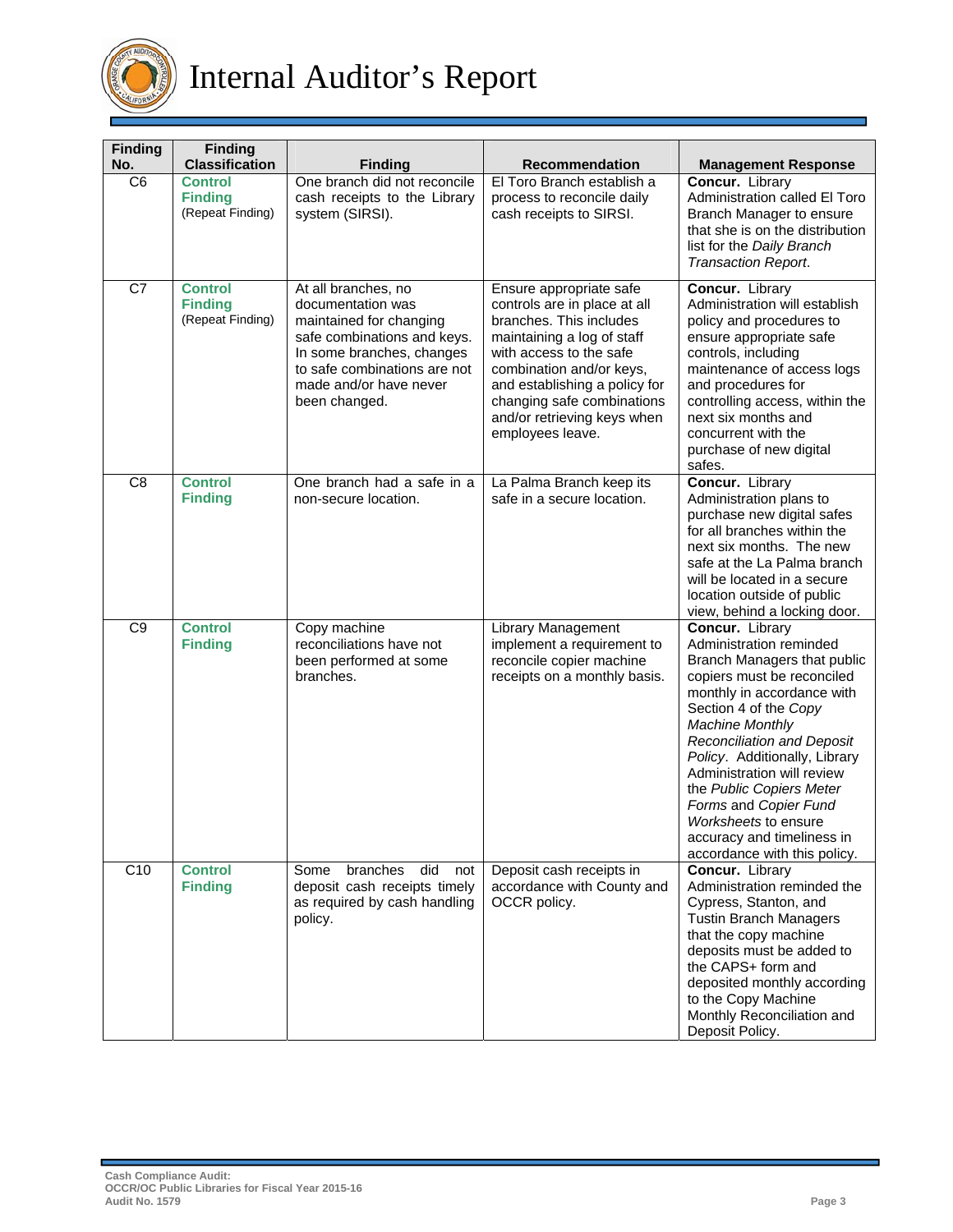| Finding No. | Finding Classification | Finding | Recommendation | Management Response |
|---|---|---|---|---|
| C6 | **Control Finding** (Repeat Finding) | One branch did not reconcile cash receipts to the Library system (SIRSI). | El Toro Branch establish a process to reconcile daily cash receipts to SIRSI. | **Concur.** Library Administration called El Toro Branch Manager to ensure that she is on the distribution list for the *Daily Branch Transaction Report*. |
| C7 | **Control Finding** (Repeat Finding) | At all branches, no documentation was maintained for changing safe combinations and keys. In some branches, changes to safe combinations are not made and/or have never been changed. | Ensure appropriate safe controls are in place at all branches. This includes maintaining a log of staff with access to the safe combination and/or keys, and establishing a policy for changing safe combinations and/or retrieving keys when employees leave. | **Concur.** Library Administration will establish policy and procedures to ensure appropriate safe controls, including maintenance of access logs and procedures for controlling access, within the next six months and concurrent with the purchase of new digital safes. |
| C8 | **Control Finding** | One branch had a safe in a non-secure location. | La Palma Branch keep its safe in a secure location. | **Concur.** Library Administration plans to purchase new digital safes for all branches within the next six months. The new safe at the La Palma branch will be located in a secure location outside of public view, behind a locking door. |
| C9 | **Control Finding** | Copy machine reconciliations have not been performed at some branches. | Library Management implement a requirement to reconcile copier machine receipts on a monthly basis. | **Concur.** Library Administration reminded Branch Managers that public copiers must be reconciled monthly in accordance with Section 4 of the *Copy Machine Monthly Reconciliation and Deposit Policy*. Additionally, Library Administration will review the *Public Copiers Meter Forms* and *Copier Fund Worksheets* to ensure accuracy and timeliness in accordance with this policy. |
| C10 | **Control Finding** | Some branches did not deposit cash receipts timely as required by cash handling policy. | Deposit cash receipts in accordance with County and OCCR policy. | **Concur.** Library Administration reminded the Cypress, Stanton, and Tustin Branch Managers that the copy machine deposits must be added to the CAPS+ form and deposited monthly according to the Copy Machine Monthly Reconciliation and Deposit Policy. |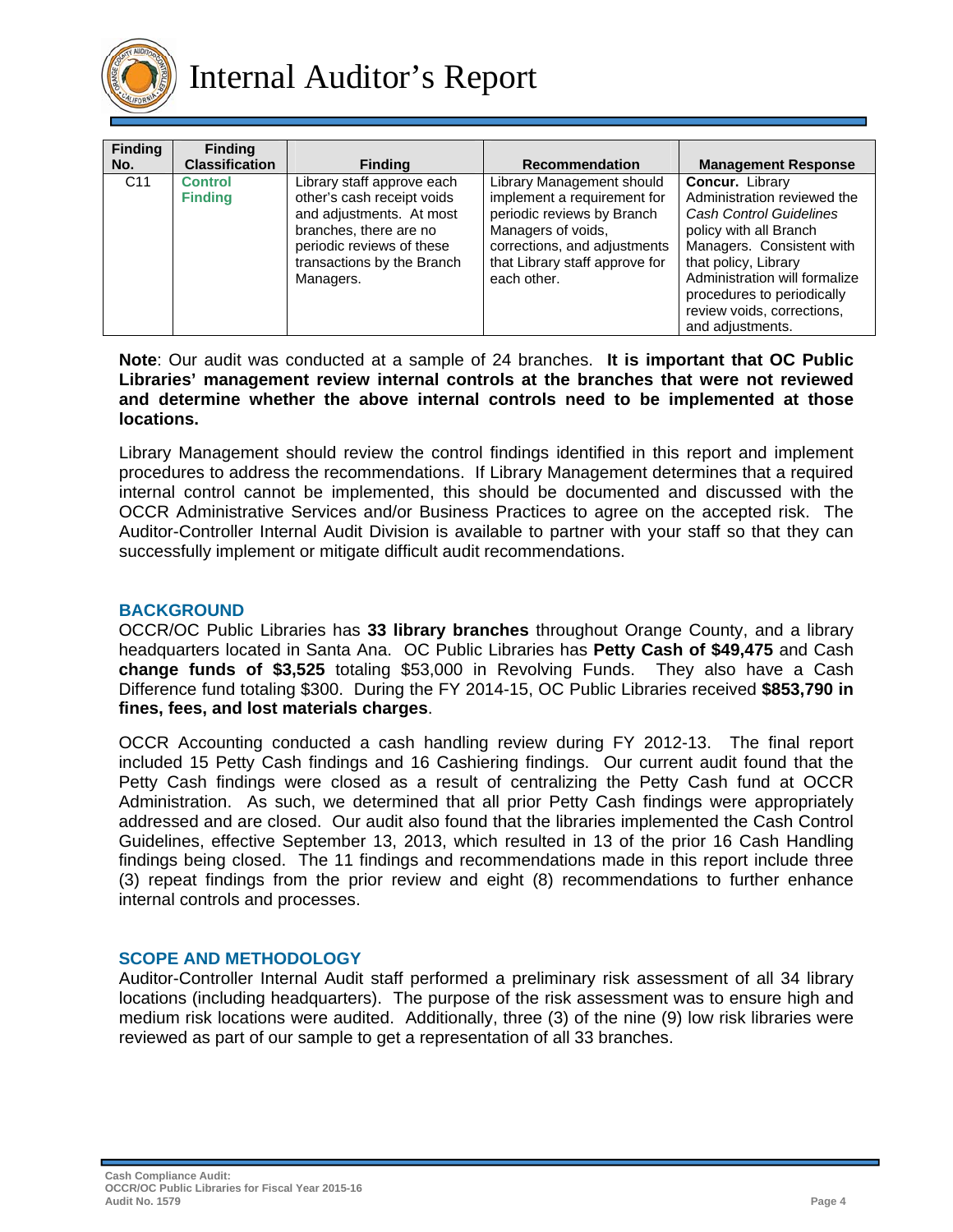| Finding No. | Finding Classification | Finding | Recommendation | Management Response |
|---|---|---|---|---|
| C11 | **Control Finding** | Library staff approve each other's cash receipt voids and adjustments. At most branches, there are no periodic reviews of these transactions by the Branch Managers. | Library Management should implement a requirement for periodic reviews by Branch Managers of voids, corrections, and adjustments that Library staff approve for each other. | **Concur.** Library Administration reviewed the *Cash Control Guidelines* policy with all Branch Managers. Consistent with that policy, Library Administration will formalize procedures to periodically review voids, corrections, and adjustments. |

**Note**: Our audit was conducted at a sample of 24 branches. **It is important that OC Public Libraries' management review internal controls at the branches that were not reviewed and determine whether the above internal controls need to be implemented at those locations.**

Library Management should review the control findings identified in this report and implement procedures to address the recommendations. If Library Management determines that a required internal control cannot be implemented, this should be documented and discussed with the OCCR Administrative Services and/or Business Practices to agree on the accepted risk. The Auditor-Controller Internal Audit Division is available to partner with your staff so that they can successfully implement or mitigate difficult audit recommendations.

## BACKGROUND

OCCR/OC Public Libraries has **33 library branches** throughout Orange County, and a library headquarters located in Santa Ana. OC Public Libraries has **Petty Cash of $49,475** and Cash **change funds of $3,525** totaling $53,000 in Revolving Funds. They also have a Cash Difference fund totaling $300. During the FY 2014-15, OC Public Libraries received **$853,790 in fines, fees, and lost materials charges**.

OCCR Accounting conducted a cash handling review during FY 2012-13. The final report included 15 Petty Cash findings and 16 Cashiering findings. Our current audit found that the Petty Cash findings were closed as a result of centralizing the Petty Cash fund at OCCR Administration. As such, we determined that all prior Petty Cash findings were appropriately addressed and are closed. Our audit also found that the libraries implemented the Cash Control Guidelines, effective September 13, 2013, which resulted in 13 of the prior 16 Cash Handling findings being closed. The 11 findings and recommendations made in this report include three (3) repeat findings from the prior review and eight (8) recommendations to further enhance internal controls and processes.

## SCOPE AND METHODOLOGY

Auditor-Controller Internal Audit staff performed a preliminary risk assessment of all 34 library locations (including headquarters). The purpose of the risk assessment was to ensure high and medium risk locations were audited. Additionally, three (3) of the nine (9) low risk libraries were reviewed as part of our sample to get a representation of all 33 branches.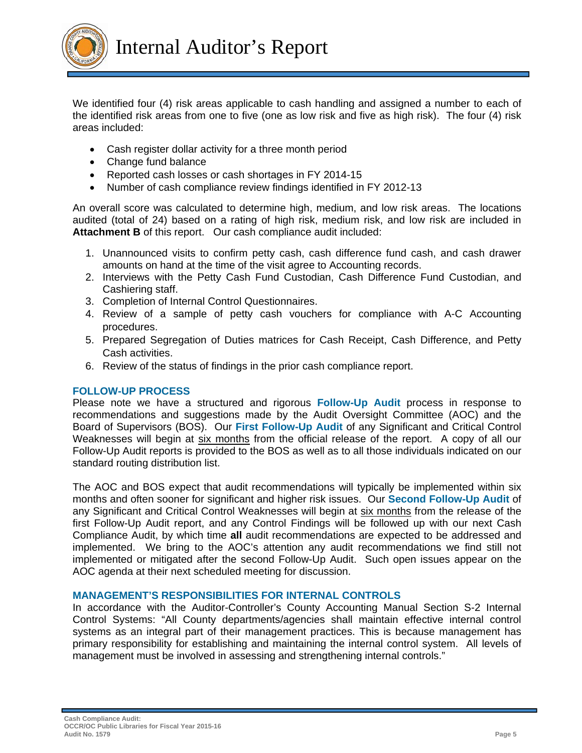We identified four (4) risk areas applicable to cash handling and assigned a number to each of the identified risk areas from one to five (one as low risk and five as high risk). The four (4) risk areas included:

- Cash register dollar activity for a three month period
- Change fund balance
- Reported cash losses or cash shortages in FY 2014-15
- Number of cash compliance review findings identified in FY 2012-13

An overall score was calculated to determine high, medium, and low risk areas. The locations audited (total of 24) based on a rating of high risk, medium risk, and low risk are included in **Attachment B** of this report. Our cash compliance audit included:

1. Unannounced visits to confirm petty cash, cash difference fund cash, and cash drawer amounts on hand at the time of the visit agree to Accounting records.
2. Interviews with the Petty Cash Fund Custodian, Cash Difference Fund Custodian, and Cashiering staff.
3. Completion of Internal Control Questionnaires.
4. Review of a sample of petty cash vouchers for compliance with A-C Accounting procedures.
5. Prepared Segregation of Duties matrices for Cash Receipt, Cash Difference, and Petty Cash activities.
6. Review of the status of findings in the prior cash compliance report.

### FOLLOW-UP PROCESS

Please note we have a structured and rigorous **Follow-Up Audit** process in response to recommendations and suggestions made by the Audit Oversight Committee (AOC) and the Board of Supervisors (BOS). Our **First Follow-Up Audit** of any Significant and Critical Control Weaknesses will begin at six months from the official release of the report. A copy of all our Follow-Up Audit reports is provided to the BOS as well as to all those individuals indicated on our standard routing distribution list.

The AOC and BOS expect that audit recommendations will typically be implemented within six months and often sooner for significant and higher risk issues. Our **Second Follow-Up Audit** of any Significant and Critical Control Weaknesses will begin at six months from the release of the first Follow-Up Audit report, and any Control Findings will be followed up with our next Cash Compliance Audit, by which time **all** audit recommendations are expected to be addressed and implemented. We bring to the AOC's attention any audit recommendations we find still not implemented or mitigated after the second Follow-Up Audit. Such open issues appear on the AOC agenda at their next scheduled meeting for discussion.

### MANAGEMENT'S RESPONSIBILITIES FOR INTERNAL CONTROLS

In accordance with the Auditor-Controller's County Accounting Manual Section S-2 Internal Control Systems: "All County departments/agencies shall maintain effective internal control systems as an integral part of their management practices. This is because management has primary responsibility for establishing and maintaining the internal control system. All levels of management must be involved in assessing and strengthening internal controls."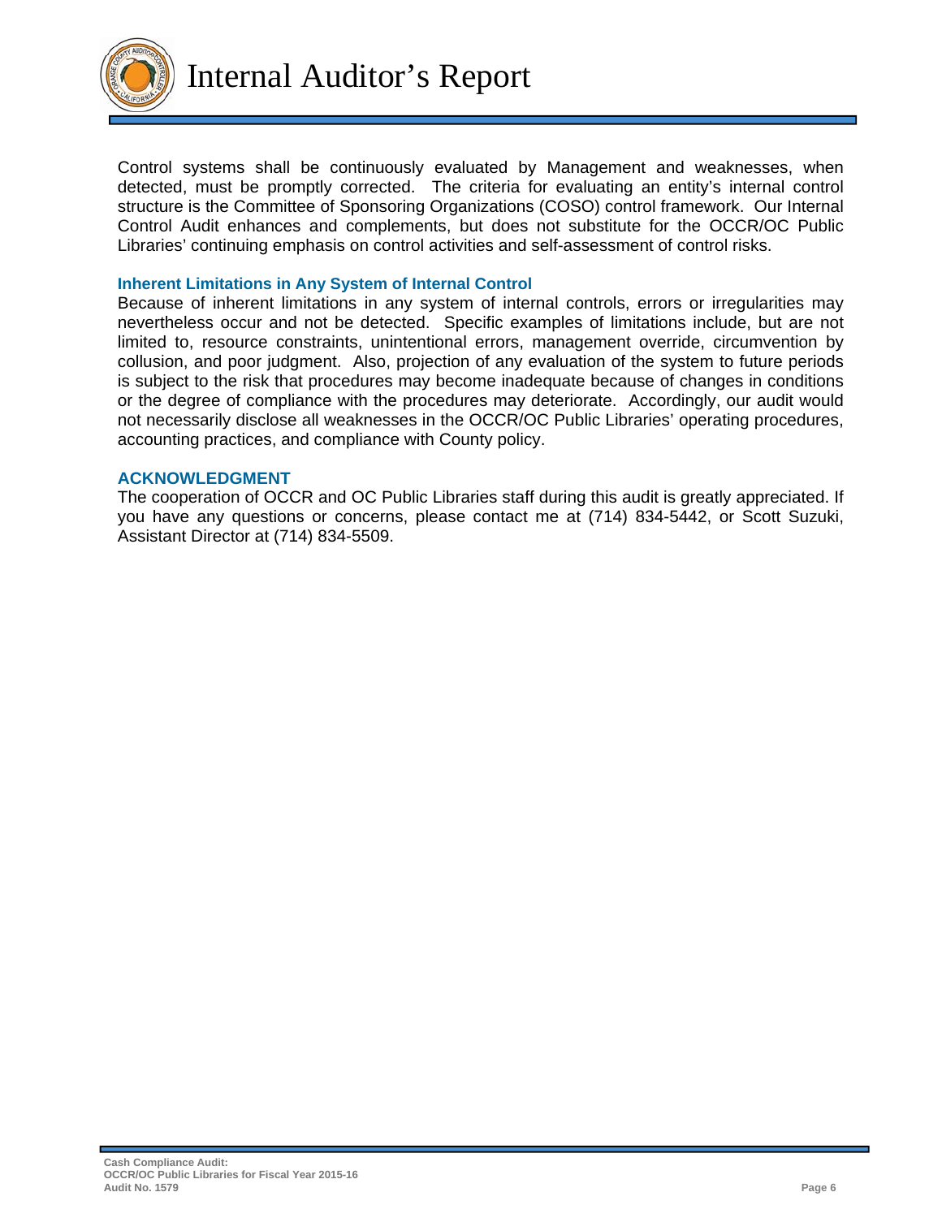Control systems shall be continuously evaluated by Management and weaknesses, when detected, must be promptly corrected. The criteria for evaluating an entity's internal control structure is the Committee of Sponsoring Organizations (COSO) control framework. Our Internal Control Audit enhances and complements, but does not substitute for the OCCR/OC Public Libraries' continuing emphasis on control activities and self-assessment of control risks.

### Inherent Limitations in Any System of Internal Control

Because of inherent limitations in any system of internal controls, errors or irregularities may nevertheless occur and not be detected. Specific examples of limitations include, but are not limited to, resource constraints, unintentional errors, management override, circumvention by collusion, and poor judgment. Also, projection of any evaluation of the system to future periods is subject to the risk that procedures may become inadequate because of changes in conditions or the degree of compliance with the procedures may deteriorate. Accordingly, our audit would not necessarily disclose all weaknesses in the OCCR/OC Public Libraries' operating procedures, accounting practices, and compliance with County policy.

## ACKNOWLEDGMENT

The cooperation of OCCR and OC Public Libraries staff during this audit is greatly appreciated. If you have any questions or concerns, please contact me at (714) 834-5442, or Scott Suzuki, Assistant Director at (714) 834-5509.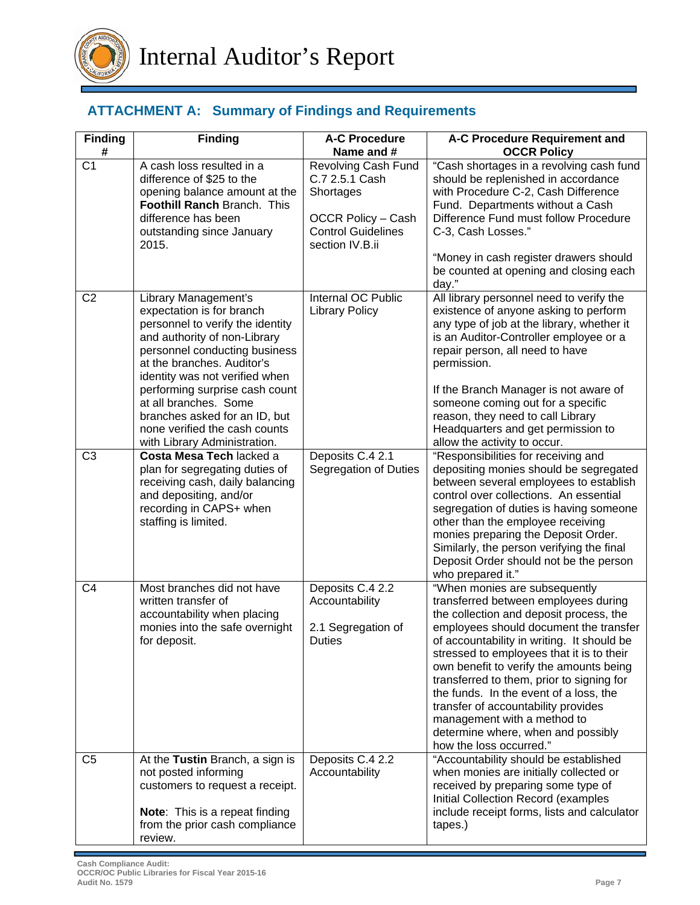## ATTACHMENT A: Summary of Findings and Requirements

| Finding # | Finding | A-C Procedure Name and # | A-C Procedure Requirement and OCCR Policy |
|---|---|---|---|
| C1 | A cash loss resulted in a difference of $25 to the opening balance amount at the **Foothill Ranch** Branch. This difference has been outstanding since January 2015. | Revolving Cash Fund C.7 2.5.1 Cash Shortages<br><br>OCCR Policy – Cash Control Guidelines section IV.B.ii | "Cash shortages in a revolving cash fund should be replenished in accordance with Procedure C-2, Cash Difference Fund. Departments without a Cash Difference Fund must follow Procedure C-3, Cash Losses."<br><br>"Money in cash register drawers should be counted at opening and closing each day." |
| C2 | Library Management's expectation is for branch personnel to verify the identity and authority of non-Library personnel conducting business at the branches. Auditor's identity was not verified when performing surprise cash count at all branches. Some branches asked for an ID, but none verified the cash counts with Library Administration. | Internal OC Public Library Policy | All library personnel need to verify the existence of anyone asking to perform any type of job at the library, whether it is an Auditor-Controller employee or a repair person, all need to have permission.<br><br>If the Branch Manager is not aware of someone coming out for a specific reason, they need to call Library Headquarters and get permission to allow the activity to occur. |
| C3 | **Costa Mesa Tech** lacked a plan for segregating duties of receiving cash, daily balancing and depositing, and/or recording in CAPS+ when staffing is limited. | Deposits C.4 2.1 Segregation of Duties | "Responsibilities for receiving and depositing monies should be segregated between several employees to establish control over collections. An essential segregation of duties is having someone other than the employee receiving monies preparing the Deposit Order. Similarly, the person verifying the final Deposit Order should not be the person who prepared it." |
| C4 | Most branches did not have written transfer of accountability when placing monies into the safe overnight for deposit. | Deposits C.4 2.2 Accountability<br><br>2.1 Segregation of Duties | "When monies are subsequently transferred between employees during the collection and deposit process, the employees should document the transfer of accountability in writing. It should be stressed to employees that it is to their own benefit to verify the amounts being transferred to them, prior to signing for the funds. In the event of a loss, the transfer of accountability provides management with a method to determine where, when and possibly how the loss occurred." |
| C5 | At the **Tustin** Branch, a sign is not posted informing customers to request a receipt.<br><br>**Note**: This is a repeat finding from the prior cash compliance review. | Deposits C.4 2.2 Accountability | "Accountability should be established when monies are initially collected or received by preparing some type of Initial Collection Record (examples include receipt forms, lists and calculator tapes.) |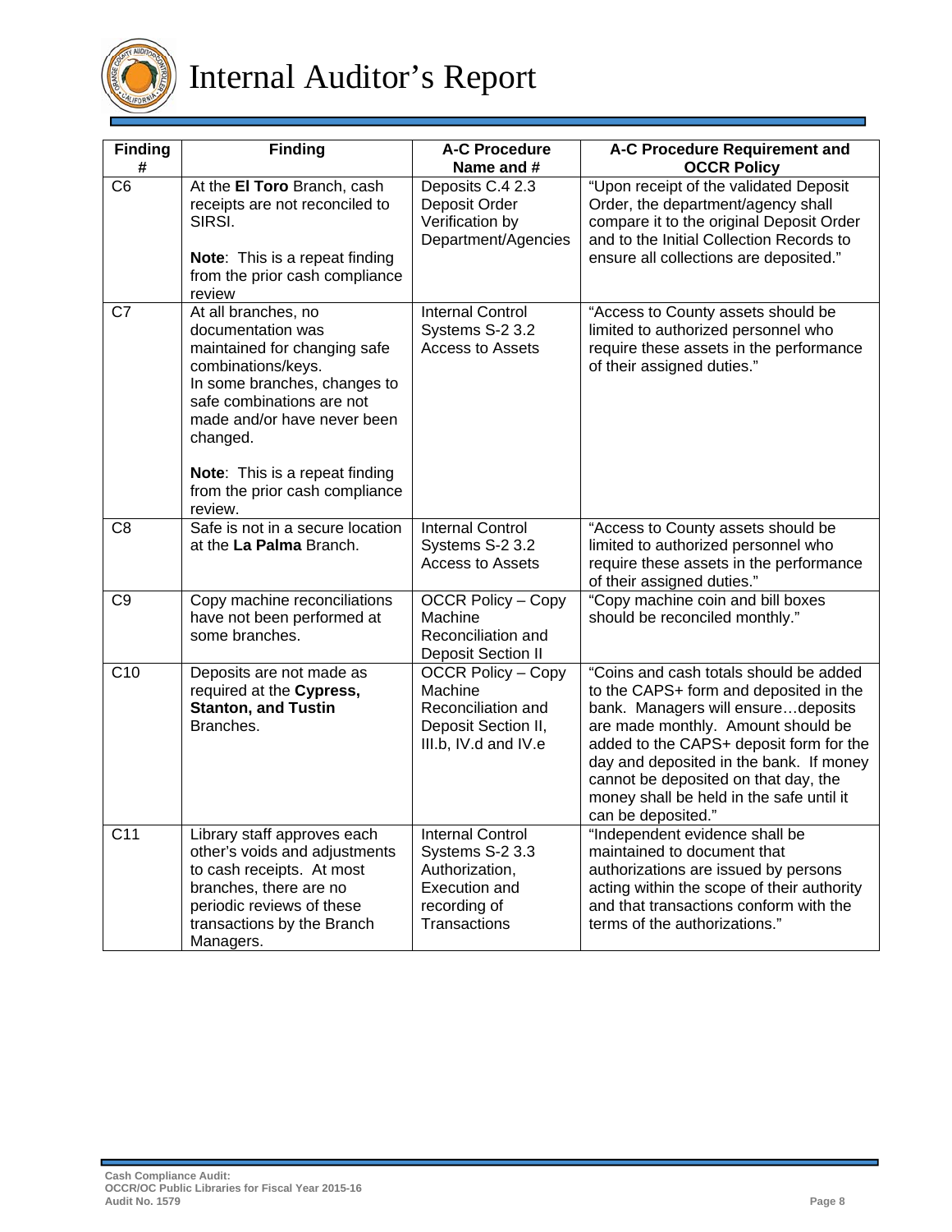| Finding # | Finding | A-C Procedure Name and # | A-C Procedure Requirement and OCCR Policy |
|---|---|---|---|
| C6 | At the **El Toro** Branch, cash receipts are not reconciled to SIRSI.<br><br>**Note**: This is a repeat finding from the prior cash compliance review | Deposits C.4 2.3 Deposit Order Verification by Department/Agencies | "Upon receipt of the validated Deposit Order, the department/agency shall compare it to the original Deposit Order and to the Initial Collection Records to ensure all collections are deposited." |
| C7 | At all branches, no documentation was maintained for changing safe combinations/keys.<br>In some branches, changes to safe combinations are not made and/or have never been changed.<br><br>**Note**: This is a repeat finding from the prior cash compliance review. | Internal Control Systems S-2 3.2 Access to Assets | "Access to County assets should be limited to authorized personnel who require these assets in the performance of their assigned duties." |
| C8 | Safe is not in a secure location at the **La Palma** Branch. | Internal Control Systems S-2 3.2 Access to Assets | "Access to County assets should be limited to authorized personnel who require these assets in the performance of their assigned duties." |
| C9 | Copy machine reconciliations have not been performed at some branches. | OCCR Policy – Copy Machine Reconciliation and Deposit Section II | "Copy machine coin and bill boxes should be reconciled monthly." |
| C10 | Deposits are not made as required at the **Cypress, Stanton, and Tustin** Branches. | OCCR Policy – Copy Machine Reconciliation and Deposit Section II, III.b, IV.d and IV.e | "Coins and cash totals should be added to the CAPS+ form and deposited in the bank. Managers will ensure…deposits are made monthly. Amount should be added to the CAPS+ deposit form for the day and deposited in the bank. If money cannot be deposited on that day, the money shall be held in the safe until it can be deposited." |
| C11 | Library staff approves each other's voids and adjustments to cash receipts. At most branches, there are no periodic reviews of these transactions by the Branch Managers. | Internal Control Systems S-2 3.3 Authorization, Execution and recording of Transactions | "Independent evidence shall be maintained to document that authorizations are issued by persons acting within the scope of their authority and that transactions conform with the terms of the authorizations." |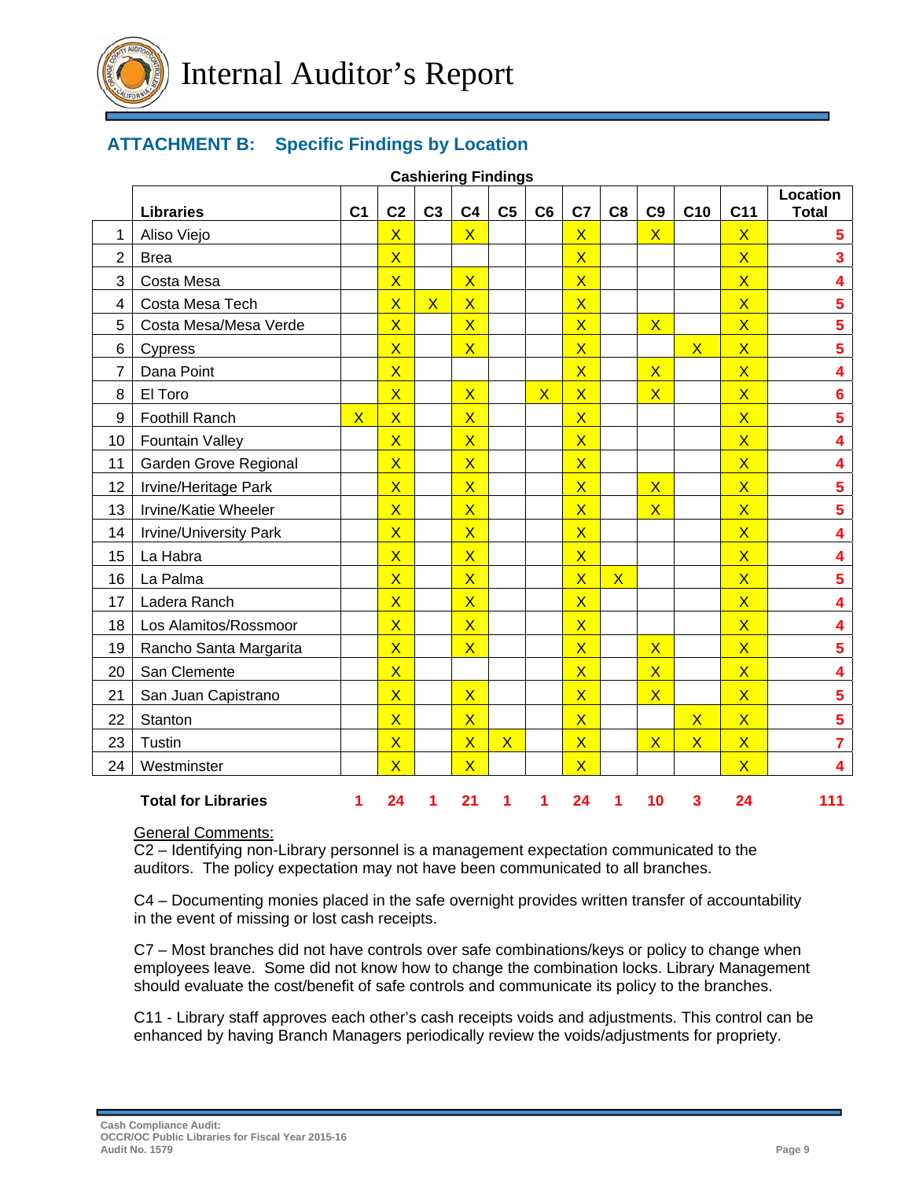## ATTACHMENT B: Specific Findings by Location

**Cashiering Findings**

| | Libraries | C1 | C2 | C3 | C4 | C5 | C6 | C7 | C8 | C9 | C10 | C11 | Location Total |
|---|---|---|---|---|---|---|---|---|---|---|---|---|---|
| 1 | Aliso Viejo | | X | | X | | | X | | X | | X | 5 |
| 2 | Brea | | X | | | | | X | | | | X | 3 |
| 3 | Costa Mesa | | X | | X | | | X | | | | X | 4 |
| 4 | Costa Mesa Tech | | X | X | X | | | X | | | | X | 5 |
| 5 | Costa Mesa/Mesa Verde | | X | | X | | | X | | X | | X | 5 |
| 6 | Cypress | | X | | X | | | X | | | X | X | 5 |
| 7 | Dana Point | | X | | | | | X | | X | | X | 4 |
| 8 | El Toro | | X | | X | | X | X | | X | | X | 6 |
| 9 | Foothill Ranch | X | X | | X | | | X | | | | X | 5 |
| 10 | Fountain Valley | | X | | X | | | X | | | | X | 4 |
| 11 | Garden Grove Regional | | X | | X | | | X | | | | X | 4 |
| 12 | Irvine/Heritage Park | | X | | X | | | X | | X | | X | 5 |
| 13 | Irvine/Katie Wheeler | | X | | X | | | X | | X | | X | 5 |
| 14 | Irvine/University Park | | X | | X | | | X | | | | X | 4 |
| 15 | La Habra | | X | | X | | | X | | | | X | 4 |
| 16 | La Palma | | X | | X | | | X | X | | | X | 5 |
| 17 | Ladera Ranch | | X | | X | | | X | | | | X | 4 |
| 18 | Los Alamitos/Rossmoor | | X | | X | | | X | | | | X | 4 |
| 19 | Rancho Santa Margarita | | X | | X | | | X | | X | | X | 5 |
| 20 | San Clemente | | X | | | | | X | | X | | X | 4 |
| 21 | San Juan Capistrano | | X | | X | | | X | | X | | X | 5 |
| 22 | Stanton | | X | | X | | | X | | | X | X | 5 |
| 23 | Tustin | | X | | X | X | | X | | X | X | X | 7 |
| 24 | Westminster | | X | | X | | | X | | | | X | 4 |
| | **Total for Libraries** | **1** | **24** | **1** | **21** | **1** | **1** | **24** | **1** | **10** | **3** | **24** | **111** |

General Comments:

C2 – Identifying non-Library personnel is a management expectation communicated to the auditors. The policy expectation may not have been communicated to all branches.

C4 – Documenting monies placed in the safe overnight provides written transfer of accountability in the event of missing or lost cash receipts.

C7 – Most branches did not have controls over safe combinations/keys or policy to change when employees leave. Some did not know how to change the combination locks. Library Management should evaluate the cost/benefit of safe controls and communicate its policy to the branches.

C11 - Library staff approves each other's cash receipts voids and adjustments. This control can be enhanced by having Branch Managers periodically review the voids/adjustments for propriety.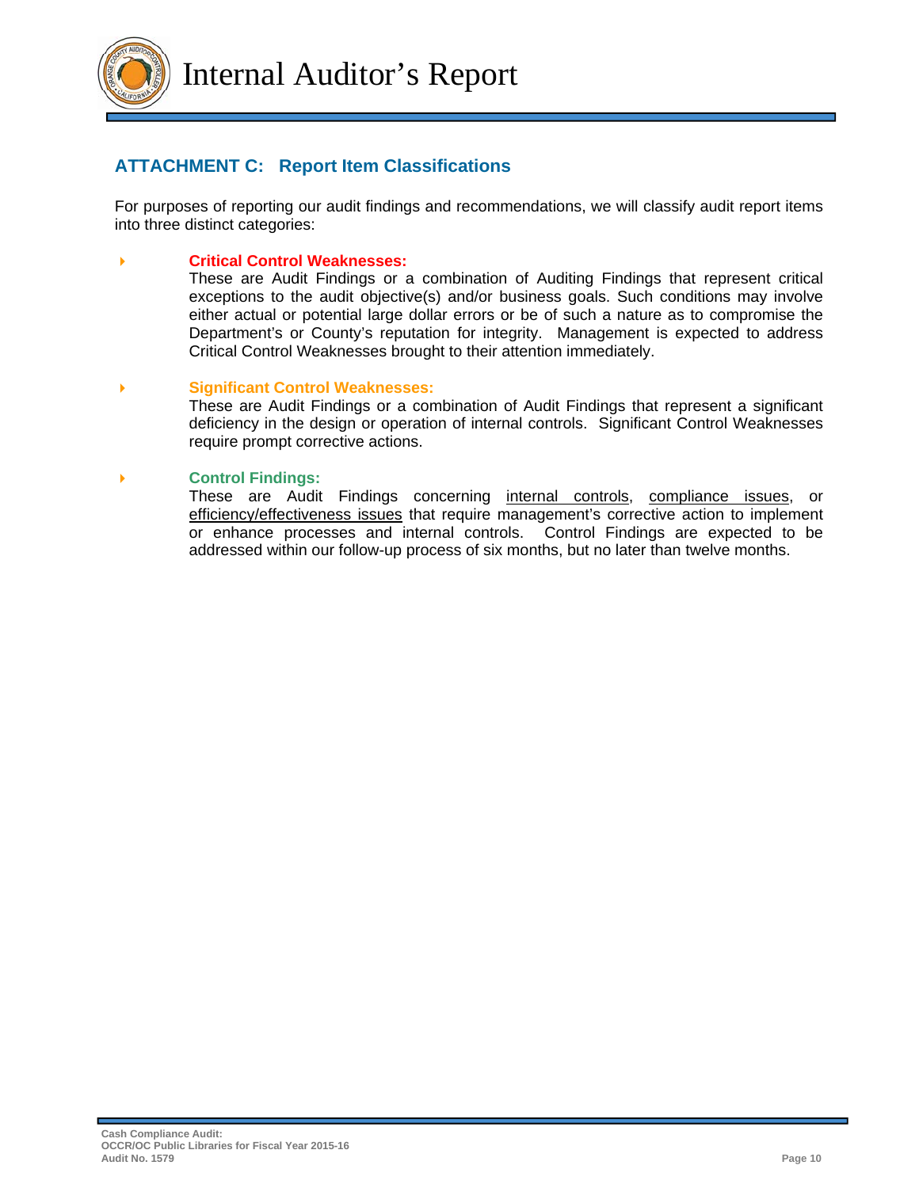## ATTACHMENT C: Report Item Classifications

For purposes of reporting our audit findings and recommendations, we will classify audit report items into three distinct categories:

- **Critical Control Weaknesses:**
  These are Audit Findings or a combination of Auditing Findings that represent critical exceptions to the audit objective(s) and/or business goals. Such conditions may involve either actual or potential large dollar errors or be of such a nature as to compromise the Department's or County's reputation for integrity. Management is expected to address Critical Control Weaknesses brought to their attention immediately.

- **Significant Control Weaknesses:**
  These are Audit Findings or a combination of Audit Findings that represent a significant deficiency in the design or operation of internal controls. Significant Control Weaknesses require prompt corrective actions.

- **Control Findings:**
  These are Audit Findings concerning internal controls, compliance issues, or efficiency/effectiveness issues that require management's corrective action to implement or enhance processes and internal controls. Control Findings are expected to be addressed within our follow-up process of six months, but no later than twelve months.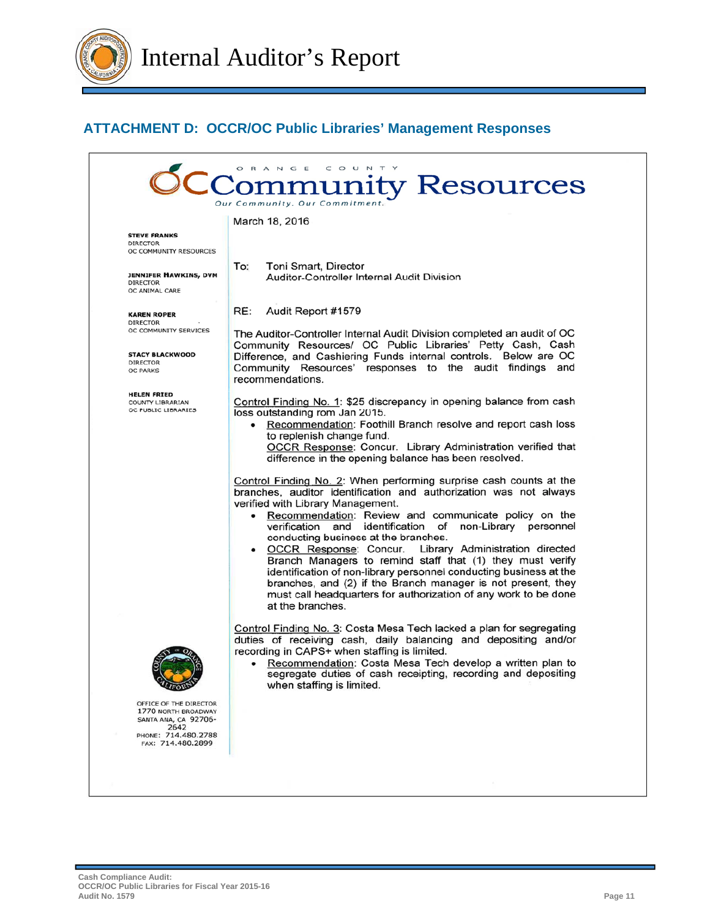## ATTACHMENT D: OCCR/OC Public Libraries' Management Responses

ORANGE COUNTY

# OC Community Resources

*Our Community. Our Commitment.*

**STEVE FRANKS**
DIRECTOR
OC COMMUNITY RESOURCES

**JENNIFER HAWKINS, DVM**
DIRECTOR
OC ANIMAL CARE

**KAREN ROPER**
DIRECTOR
OC COMMUNITY SERVICES

**STACY BLACKWOOD**
DIRECTOR
OC PARKS

**HELEN FRIED**
COUNTY LIBRARIAN
OC PUBLIC LIBRARIES

March 18, 2016

To: Toni Smart, Director
Auditor-Controller Internal Audit Division

RE: Audit Report #1579

The Auditor-Controller Internal Audit Division completed an audit of OC Community Resources/ OC Public Libraries' Petty Cash, Cash Difference, and Cashiering Funds internal controls. Below are OC Community Resources' responses to the audit findings and recommendations.

Control Finding No. 1: $25 discrepancy in opening balance from cash loss outstanding rom Jan 2015.

- Recommendation: Foothill Branch resolve and report cash loss to replenish change fund.
  OCCR Response: Concur. Library Administration verified that difference in the opening balance has been resolved.

Control Finding No. 2: When performing surprise cash counts at the branches, auditor identification and authorization was not always verified with Library Management.

- Recommendation: Review and communicate policy on the verification and identification of non-Library personnel conducting business at the branches.
- OCCR Response: Concur. Library Administration directed Branch Managers to remind staff that (1) they must verify identification of non-library personnel conducting business at the branches, and (2) if the Branch manager is not present, they must call headquarters for authorization of any work to be done at the branches.

Control Finding No. 3: Costa Mesa Tech lacked a plan for segregating duties of receiving cash, daily balancing and depositing and/or recording in CAPS+ when staffing is limited.

- Recommendation: Costa Mesa Tech develop a written plan to segregate duties of cash receipting, recording and depositing when staffing is limited.

OFFICE OF THE DIRECTOR
1770 NORTH BROADWAY
SANTA ANA, CA 92706-2642
PHONE: 714.480.2788
FAX: 714.480.2899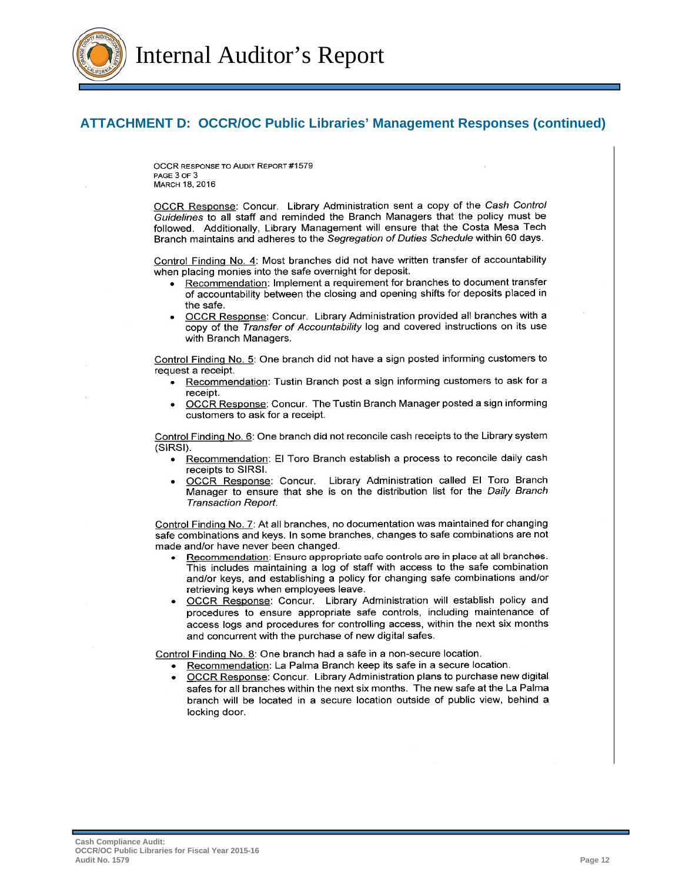## ATTACHMENT D: OCCR/OC Public Libraries' Management Responses (continued)

OCCR RESPONSE TO AUDIT REPORT #1579
PAGE 3 OF 3
MARCH 18, 2016

OCCR Response: Concur. Library Administration sent a copy of the *Cash Control Guidelines* to all staff and reminded the Branch Managers that the policy must be followed. Additionally, Library Management will ensure that the Costa Mesa Tech Branch maintains and adheres to the *Segregation of Duties Schedule* within 60 days.

Control Finding No. 4: Most branches did not have written transfer of accountability when placing monies into the safe overnight for deposit.

- Recommendation: Implement a requirement for branches to document transfer of accountability between the closing and opening shifts for deposits placed in the safe.
- OCCR Response: Concur. Library Administration provided all branches with a copy of the *Transfer of Accountability* log and covered instructions on its use with Branch Managers.

Control Finding No. 5: One branch did not have a sign posted informing customers to request a receipt.

- Recommendation: Tustin Branch post a sign informing customers to ask for a receipt.
- OCCR Response: Concur. The Tustin Branch Manager posted a sign informing customers to ask for a receipt.

Control Finding No. 6: One branch did not reconcile cash receipts to the Library system (SIRSI).

- Recommendation: El Toro Branch establish a process to reconcile daily cash receipts to SIRSI.
- OCCR Response: Concur. Library Administration called El Toro Branch Manager to ensure that she is on the distribution list for the *Daily Branch Transaction Report*.

Control Finding No. 7: At all branches, no documentation was maintained for changing safe combinations and keys. In some branches, changes to safe combinations are not made and/or have never been changed.

- Recommendation: Ensure appropriate safe controls are in place at all branches. This includes maintaining a log of staff with access to the safe combination and/or keys, and establishing a policy for changing safe combinations and/or retrieving keys when employees leave.
- OCCR Response: Concur. Library Administration will establish policy and procedures to ensure appropriate safe controls, including maintenance of access logs and procedures for controlling access, within the next six months and concurrent with the purchase of new digital safes.

Control Finding No. 8: One branch had a safe in a non-secure location.

- Recommendation: La Palma Branch keep its safe in a secure location.
- OCCR Response: Concur. Library Administration plans to purchase new digital safes for all branches within the next six months. The new safe at the La Palma branch will be located in a secure location outside of public view, behind a locking door.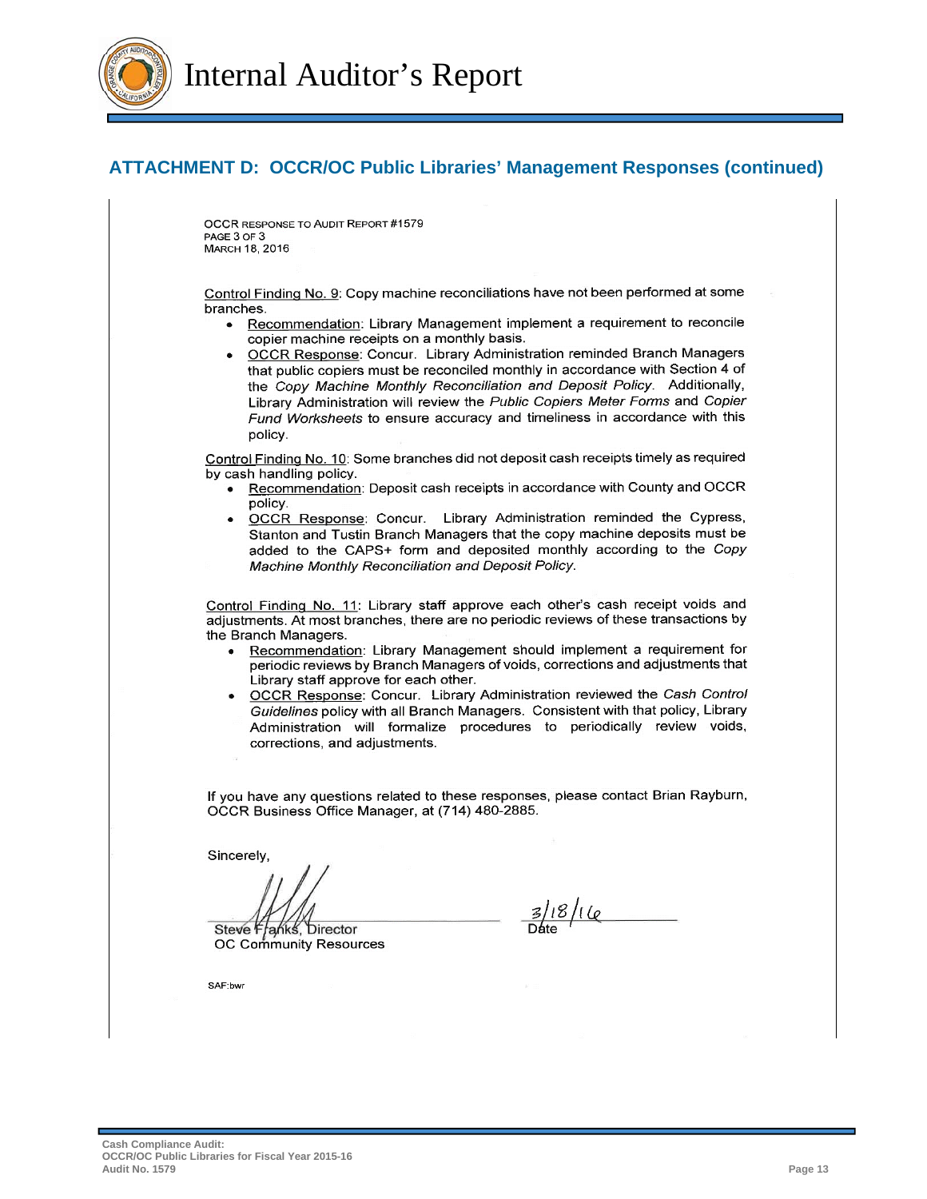## ATTACHMENT D: OCCR/OC Public Libraries' Management Responses (continued)

OCCR RESPONSE TO AUDIT REPORT #1579
PAGE 3 OF 3
MARCH 18, 2016

Control Finding No. 9: Copy machine reconciliations have not been performed at some branches.

- Recommendation: Library Management implement a requirement to reconcile copier machine receipts on a monthly basis.
- OCCR Response: Concur. Library Administration reminded Branch Managers that public copiers must be reconciled monthly in accordance with Section 4 of the *Copy Machine Monthly Reconciliation and Deposit Policy*. Additionally, Library Administration will review the *Public Copiers Meter Forms* and *Copier Fund Worksheets* to ensure accuracy and timeliness in accordance with this policy.

Control Finding No. 10: Some branches did not deposit cash receipts timely as required by cash handling policy.

- Recommendation: Deposit cash receipts in accordance with County and OCCR policy.
- OCCR Response: Concur. Library Administration reminded the Cypress, Stanton and Tustin Branch Managers that the copy machine deposits must be added to the CAPS+ form and deposited monthly according to the *Copy Machine Monthly Reconciliation and Deposit Policy*.

Control Finding No. 11: Library staff approve each other's cash receipt voids and adjustments. At most branches, there are no periodic reviews of these transactions by the Branch Managers.

- Recommendation: Library Management should implement a requirement for periodic reviews by Branch Managers of voids, corrections and adjustments that Library staff approve for each other.
- OCCR Response: Concur. Library Administration reviewed the *Cash Control Guidelines* policy with all Branch Managers. Consistent with that policy, Library Administration will formalize procedures to periodically review voids, corrections, and adjustments.

If you have any questions related to these responses, please contact Brian Rayburn, OCCR Business Office Manager, at (714) 480-2885.

Sincerely,

Steve Franks, Director
OC Community Resources

3/18/16
Date

SAF:bwr